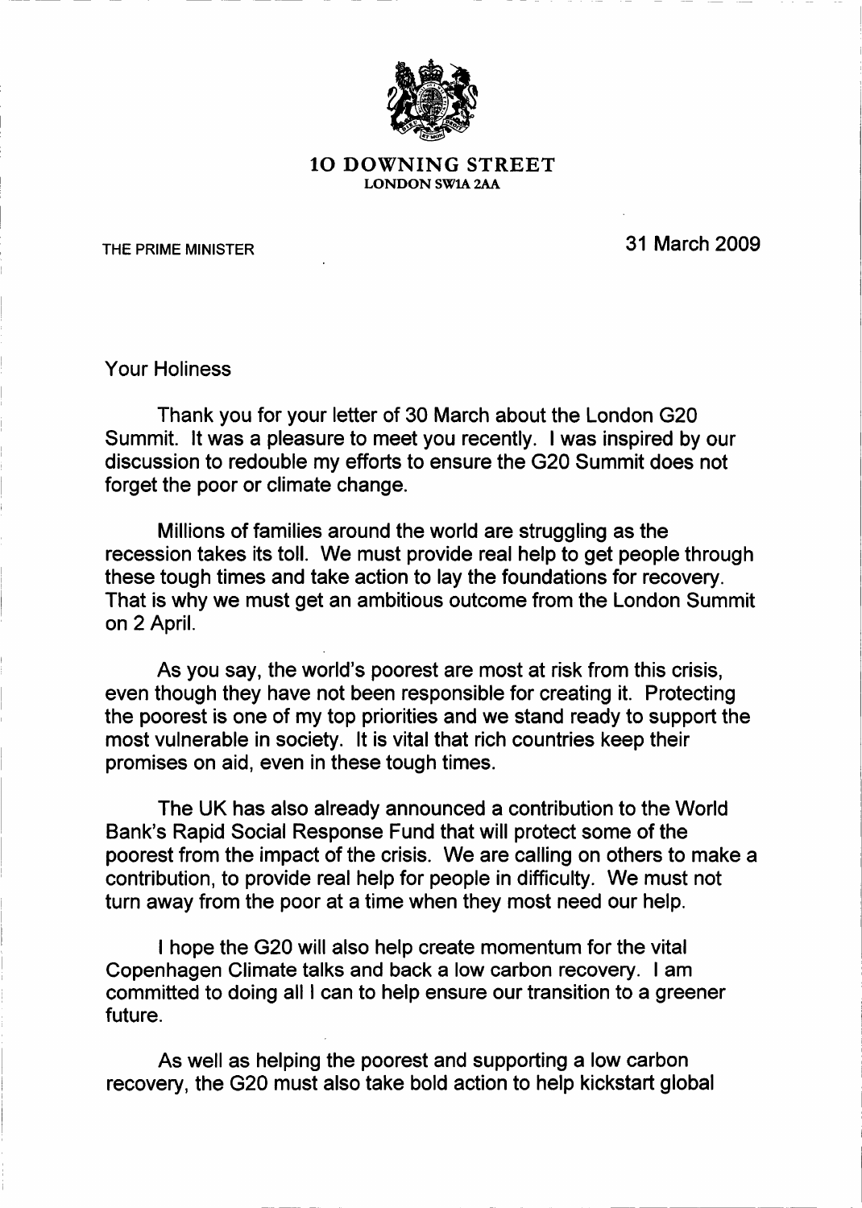**10 DOWNING STREET**
LONDON SW1A 2AA

THE PRIME MINISTER

31 March 2009

Your Holiness

Thank you for your letter of 30 March about the London G20 Summit. It was a pleasure to meet you recently. I was inspired by our discussion to redouble my efforts to ensure the G20 Summit does not forget the poor or climate change.

Millions of families around the world are struggling as the recession takes its toll. We must provide real help to get people through these tough times and take action to lay the foundations for recovery. That is why we must get an ambitious outcome from the London Summit on 2 April.

As you say, the world's poorest are most at risk from this crisis, even though they have not been responsible for creating it. Protecting the poorest is one of my top priorities and we stand ready to support the most vulnerable in society. It is vital that rich countries keep their promises on aid, even in these tough times.

The UK has also already announced a contribution to the World Bank's Rapid Social Response Fund that will protect some of the poorest from the impact of the crisis. We are calling on others to make a contribution, to provide real help for people in difficulty. We must not turn away from the poor at a time when they most need our help.

I hope the G20 will also help create momentum for the vital Copenhagen Climate talks and back a low carbon recovery. I am committed to doing all I can to help ensure our transition to a greener future.

As well as helping the poorest and supporting a low carbon recovery, the G20 must also take bold action to help kickstart global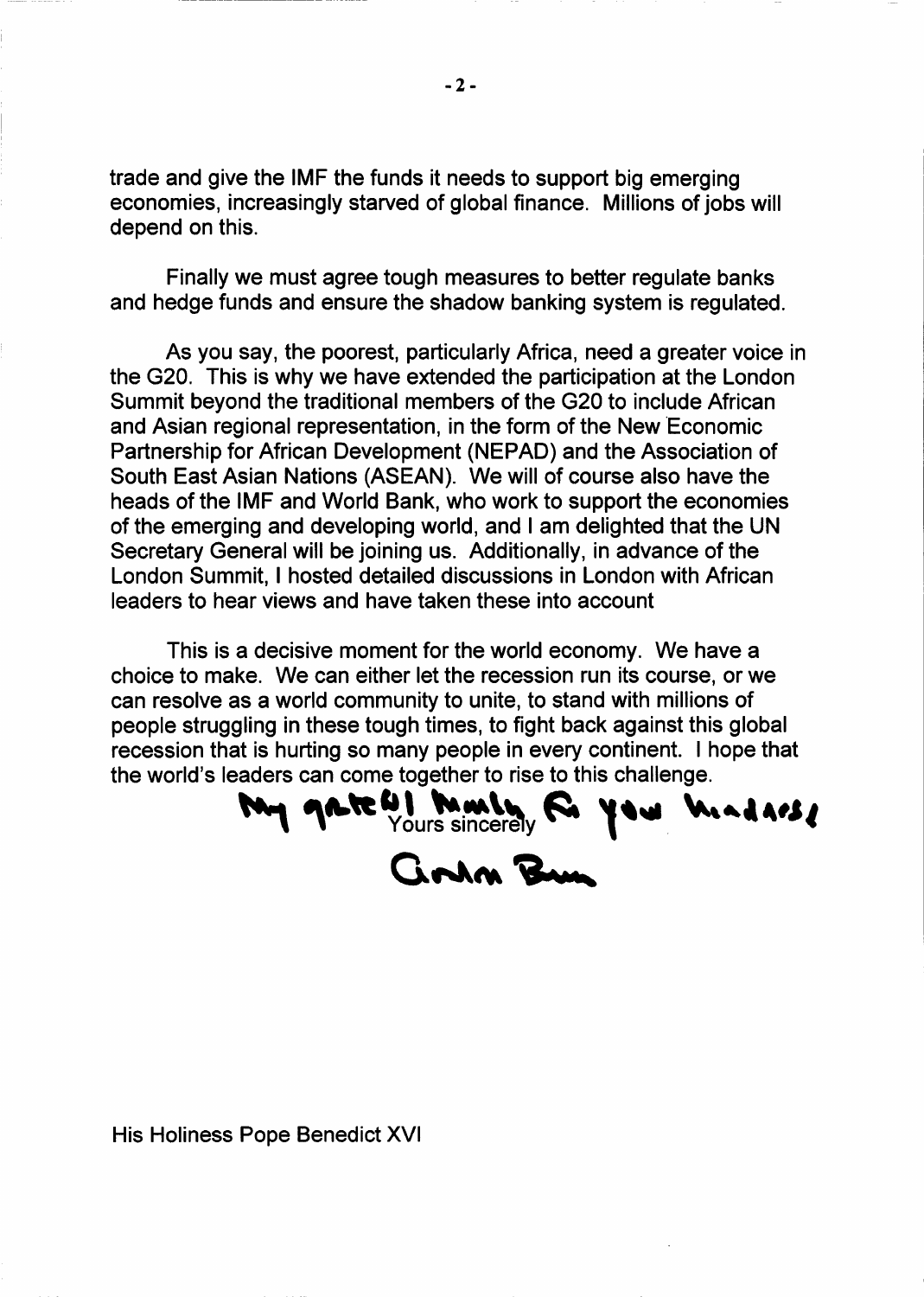trade and give the IMF the funds it needs to support big emerging economies, increasingly starved of global finance. Millions of jobs will depend on this.

Finally we must agree tough measures to better regulate banks and hedge funds and ensure the shadow banking system is regulated.

As you say, the poorest, particularly Africa, need a greater voice in the G20. This is why we have extended the participation at the London Summit beyond the traditional members of the G20 to include African and Asian regional representation, in the form of the New Economic Partnership for African Development (NEPAD) and the Association of South East Asian Nations (ASEAN). We will of course also have the heads of the IMF and World Bank, who work to support the economies of the emerging and developing world, and I am delighted that the UN Secretary General will be joining us. Additionally, in advance of the London Summit, I hosted detailed discussions in London with African leaders to hear views and have taken these into account

This is a decisive moment for the world economy. We have a choice to make. We can either let the recession run its course, or we can resolve as a world community to unite, to stand with millions of people struggling in these tough times, to fight back against this global recession that is hurting so many people in every continent. I hope that the world's leaders can come together to rise to this challenge.

My grateful thanks for your leadership

Yours sincerely

Gordon Brown

His Holiness Pope Benedict XVI